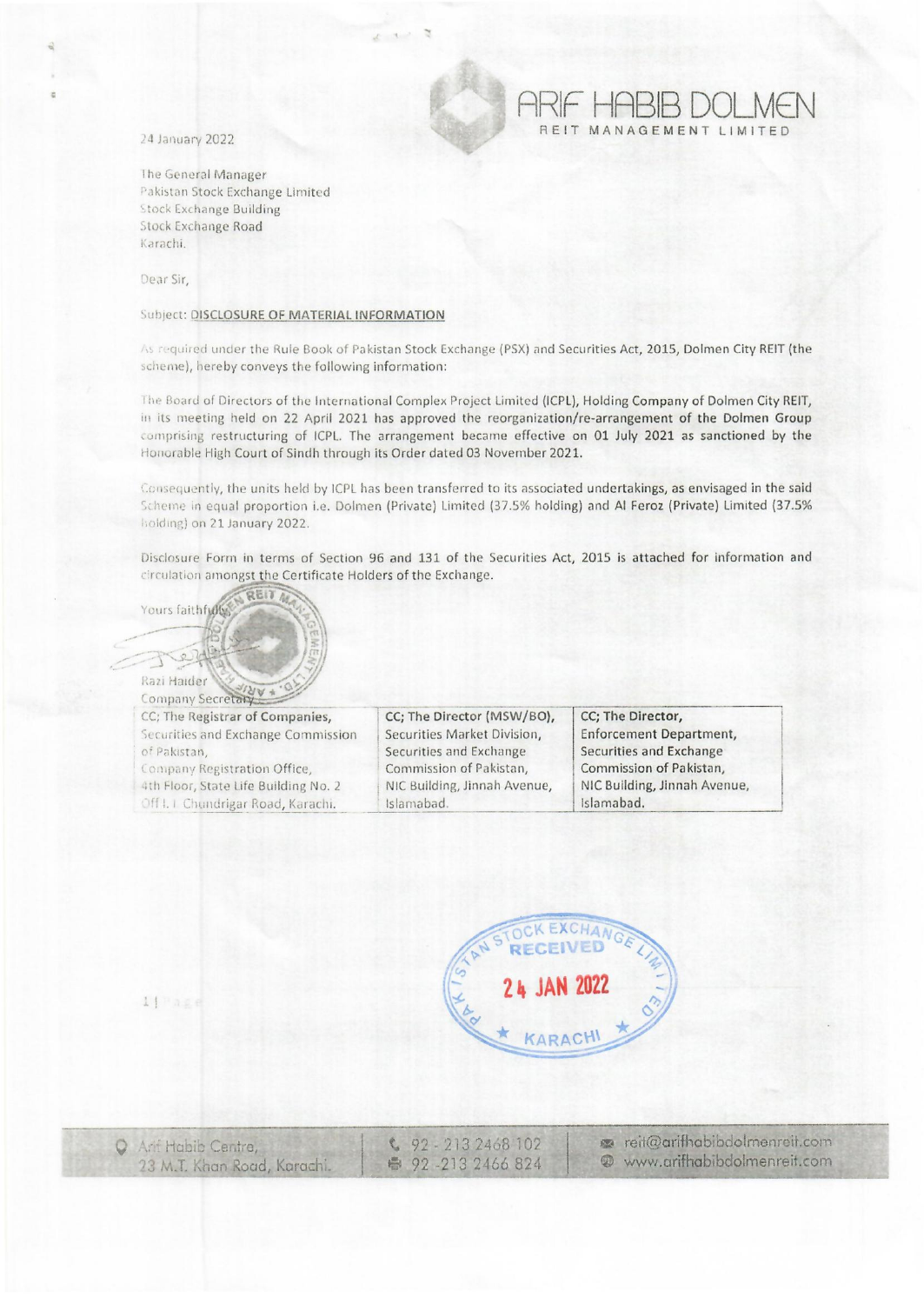# ARIF HABIB DOLMEN
REIT MANAGEMENT LIMITED

24 January 2022

The General Manager
Pakistan Stock Exchange Limited
Stock Exchange Building
Stock Exchange Road
Karachi.

Dear Sir,

Subject: **DISCLOSURE OF MATERIAL INFORMATION**

As required under the Rule Book of Pakistan Stock Exchange (PSX) and Securities Act, 2015, Dolmen City REIT (the scheme), hereby conveys the following information:

The Board of Directors of the International Complex Project Limited (ICPL), Holding Company of Dolmen City REIT, in its meeting held on 22 April 2021 has approved the reorganization/re-arrangement of the Dolmen Group comprising restructuring of ICPL. The arrangement became effective on 01 July 2021 as sanctioned by the Honorable High Court of Sindh through its Order dated 03 November 2021.

Consequently, the units held by ICPL has been transferred to its associated undertakings, as envisaged in the said Scheme in equal proportion i.e. Dolmen (Private) Limited (37.5% holding) and Al Feroz (Private) Limited (37.5% holding) on 21 January 2022.

Disclosure Form in terms of Section 96 and 131 of the Securities Act, 2015 is attached for information and circulation amongst the Certificate Holders of the Exchange.

Yours faithfully,

Razi Haider
Company Secretary

| CC; The Registrar of Companies, Securities and Exchange Commission of Pakistan, Company Registration Office, 4th Floor, State Life Building No. 2 Off I. I. Chundrigar Road, Karachi. | CC; The Director (MSW/BO), Securities Market Division, Securities and Exchange Commission of Pakistan, NIC Building, Jinnah Avenue, Islamabad. | CC; The Director, Enforcement Department, Securities and Exchange Commission of Pakistan, NIC Building, Jinnah Avenue, Islamabad. |
|---|---|---|

PAKISTAN STOCK EXCHANGE LIMITED
RECEIVED
24 JAN 2022
KARACHI

Arif Habib Centre, 23 M.T. Khan Road, Karachi. | 92-213 2468 102 | 92-213 2466 824 | reit@arifhabibdolmenreit.com | www.arifhabibdolmenreit.com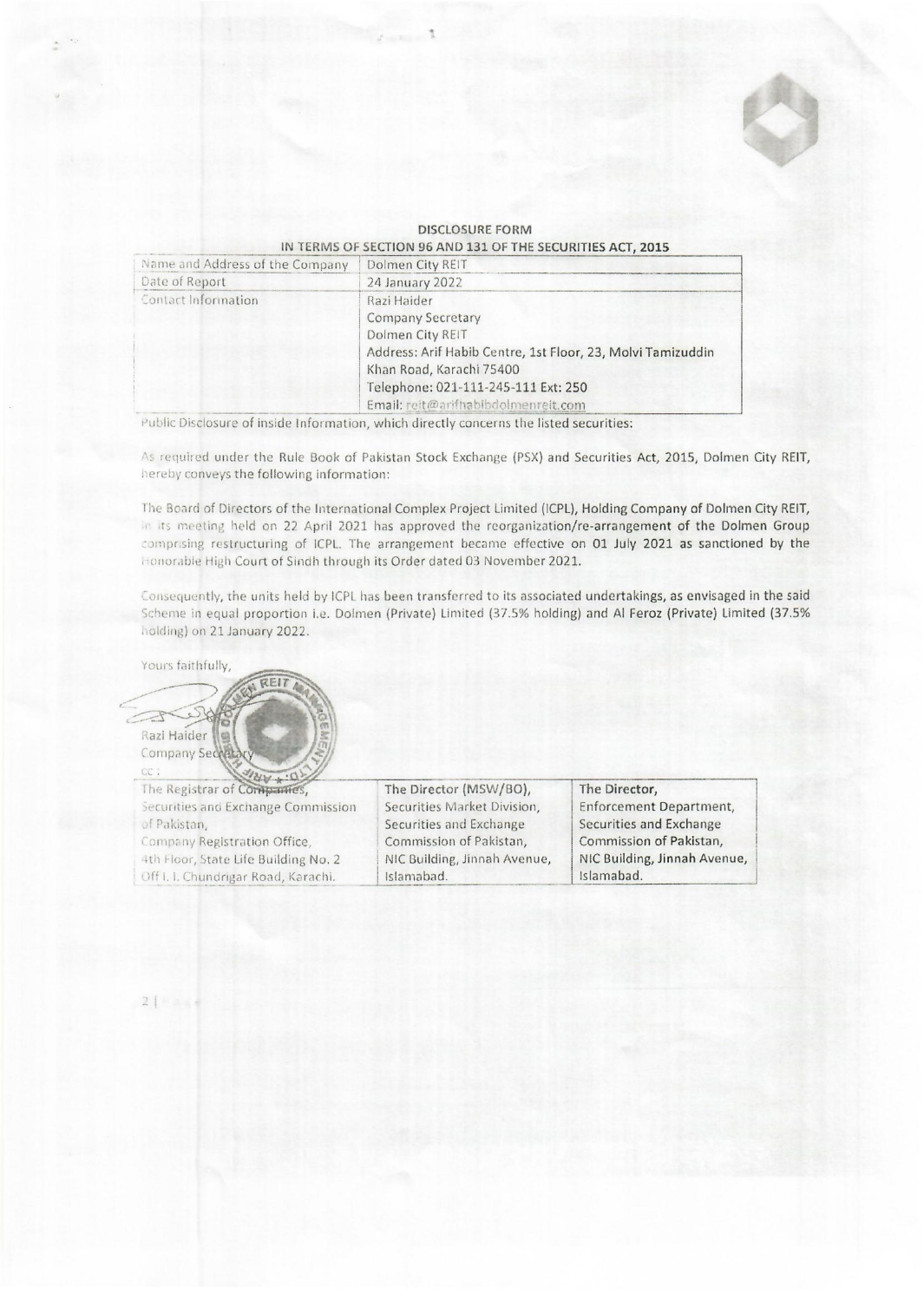**DISCLOSURE FORM**
**IN TERMS OF SECTION 96 AND 131 OF THE SECURITIES ACT, 2015**

| | |
|---|---|
| Name and Address of the Company | Dolmen City REIT |
| Date of Report | 24 January 2022 |
| Contact Information | Razi Haider<br>Company Secretary<br>Dolmen City REIT<br>Address: Arif Habib Centre, 1st Floor, 23, Molvi Tamizuddin Khan Road, Karachi 75400<br>Telephone: 021-111-245-111 Ext: 250<br>Email: reit@arifhabibdolmenreit.com |

Public Disclosure of inside Information, which directly concerns the listed securities:

As required under the Rule Book of Pakistan Stock Exchange (PSX) and Securities Act, 2015, Dolmen City REIT, hereby conveys the following information:

The Board of Directors of the International Complex Project Limited (ICPL), Holding Company of Dolmen City REIT, in its meeting held on 22 April 2021 has approved the reorganization/re-arrangement of the Dolmen Group comprising restructuring of ICPL. The arrangement became effective on 01 July 2021 as sanctioned by the Honorable High Court of Sindh through its Order dated 03 November 2021.

Consequently, the units held by ICPL has been transferred to its associated undertakings, as envisaged in the said Scheme in equal proportion i.e. Dolmen (Private) Limited (37.5% holding) and Al Feroz (Private) Limited (37.5% holding) on 21 January 2022.

Yours faithfully,

Razi Haider
Company Secretary

cc :

| | | |
|---|---|---|
| The Registrar of Companies,<br>Securities and Exchange Commission of Pakistan,<br>Company Registration Office,<br>4th Floor, State Life Building No. 2<br>Off I. I. Chundrigar Road, Karachi. | The Director (MSW/BO),<br>Securities Market Division,<br>Securities and Exchange Commission of Pakistan,<br>NIC Building, Jinnah Avenue,<br>Islamabad. | The Director,<br>Enforcement Department,<br>Securities and Exchange Commission of Pakistan,<br>NIC Building, Jinnah Avenue,<br>Islamabad. |